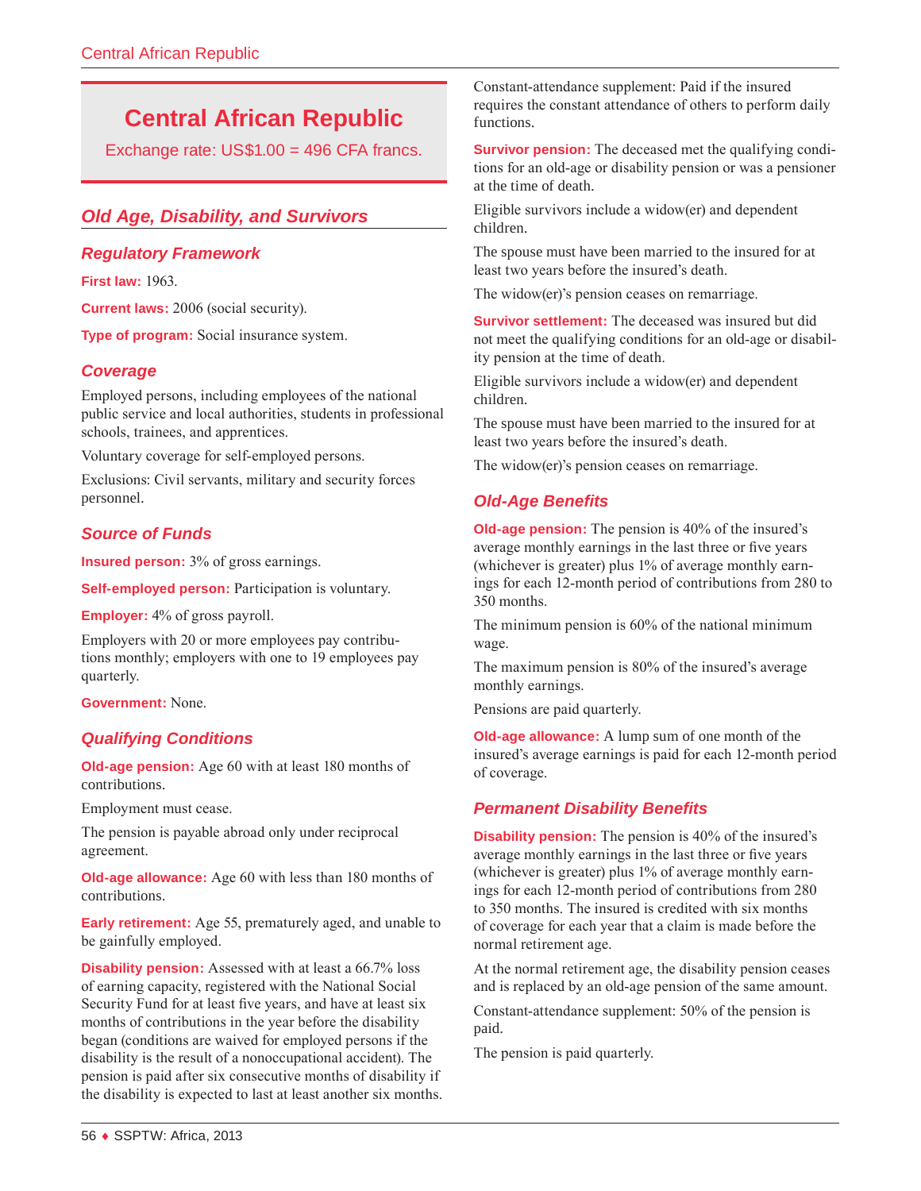# Central African Republic

Exchange rate: US$1.00 = 496 CFA francs.

## Old Age, Disability, and Survivors

### Regulatory Framework

**First law:** 1963.

**Current laws:** 2006 (social security).

**Type of program:** Social insurance system.

### Coverage

Employed persons, including employees of the national public service and local authorities, students in professional schools, trainees, and apprentices.

Voluntary coverage for self-employed persons.

Exclusions: Civil servants, military and security forces personnel.

### Source of Funds

**Insured person:** 3% of gross earnings.

**Self-employed person:** Participation is voluntary.

**Employer:** 4% of gross payroll.

Employers with 20 or more employees pay contributions monthly; employers with one to 19 employees pay quarterly.

**Government:** None.

### Qualifying Conditions

**Old-age pension:** Age 60 with at least 180 months of contributions.

Employment must cease.

The pension is payable abroad only under reciprocal agreement.

**Old-age allowance:** Age 60 with less than 180 months of contributions.

**Early retirement:** Age 55, prematurely aged, and unable to be gainfully employed.

**Disability pension:** Assessed with at least a 66.7% loss of earning capacity, registered with the National Social Security Fund for at least five years, and have at least six months of contributions in the year before the disability began (conditions are waived for employed persons if the disability is the result of a nonoccupational accident). The pension is paid after six consecutive months of disability if the disability is expected to last at least another six months.

Constant-attendance supplement: Paid if the insured requires the constant attendance of others to perform daily functions.

**Survivor pension:** The deceased met the qualifying conditions for an old-age or disability pension or was a pensioner at the time of death.

Eligible survivors include a widow(er) and dependent children.

The spouse must have been married to the insured for at least two years before the insured's death.

The widow(er)'s pension ceases on remarriage.

**Survivor settlement:** The deceased was insured but did not meet the qualifying conditions for an old-age or disability pension at the time of death.

Eligible survivors include a widow(er) and dependent children.

The spouse must have been married to the insured for at least two years before the insured's death.

The widow(er)'s pension ceases on remarriage.

### Old-Age Benefits

**Old-age pension:** The pension is 40% of the insured's average monthly earnings in the last three or five years (whichever is greater) plus 1% of average monthly earnings for each 12-month period of contributions from 280 to 350 months.

The minimum pension is 60% of the national minimum wage.

The maximum pension is 80% of the insured's average monthly earnings.

Pensions are paid quarterly.

**Old-age allowance:** A lump sum of one month of the insured's average earnings is paid for each 12-month period of coverage.

### Permanent Disability Benefits

**Disability pension:** The pension is 40% of the insured's average monthly earnings in the last three or five years (whichever is greater) plus 1% of average monthly earnings for each 12-month period of contributions from 280 to 350 months. The insured is credited with six months of coverage for each year that a claim is made before the normal retirement age.

At the normal retirement age, the disability pension ceases and is replaced by an old-age pension of the same amount.

Constant-attendance supplement: 50% of the pension is paid.

The pension is paid quarterly.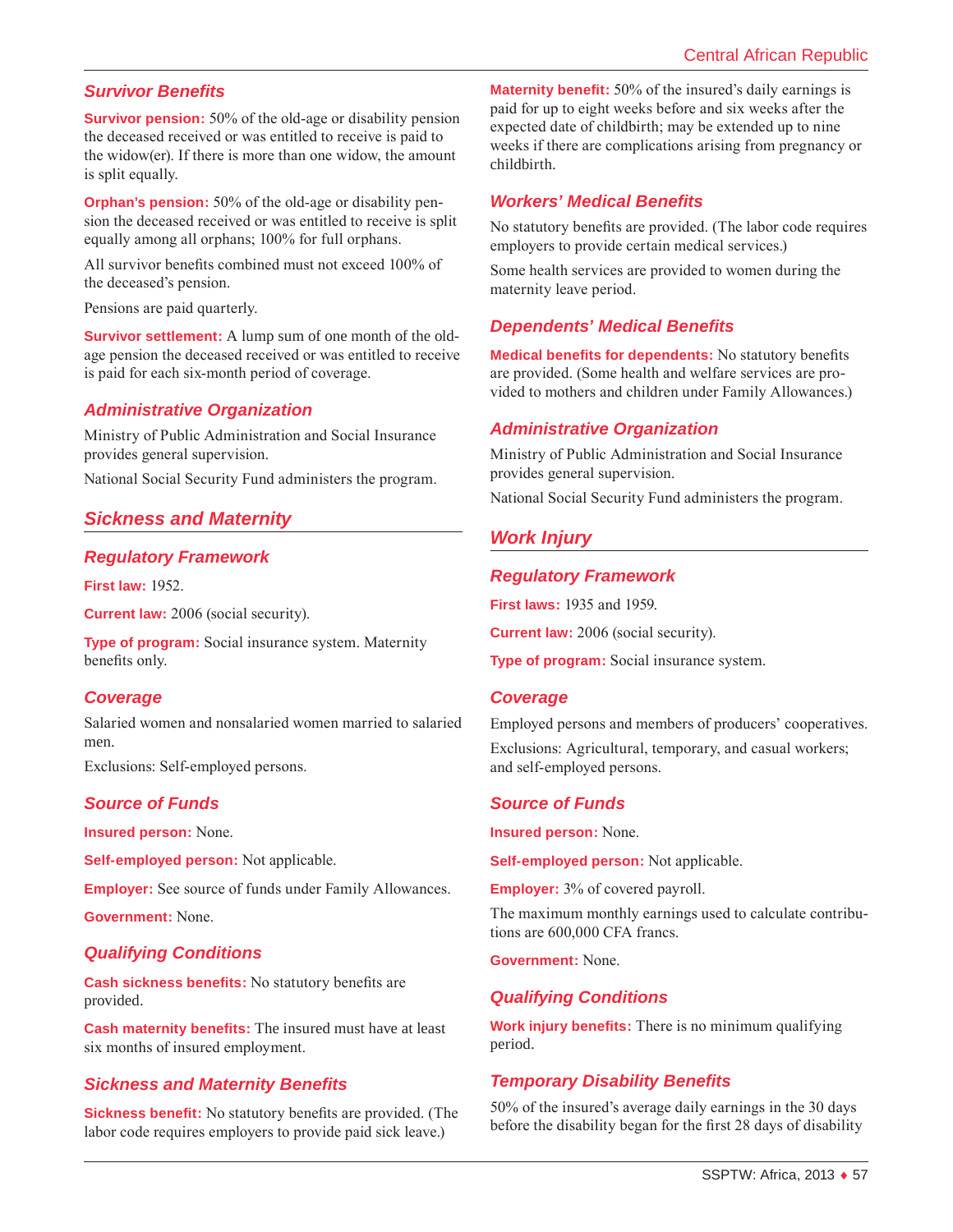### Survivor Benefits

**Survivor pension:** 50% of the old-age or disability pension the deceased received or was entitled to receive is paid to the widow(er). If there is more than one widow, the amount is split equally.

**Orphan's pension:** 50% of the old-age or disability pension the deceased received or was entitled to receive is split equally among all orphans; 100% for full orphans.

All survivor benefits combined must not exceed 100% of the deceased's pension.

Pensions are paid quarterly.

**Survivor settlement:** A lump sum of one month of the old-age pension the deceased received or was entitled to receive is paid for each six-month period of coverage.

### Administrative Organization

Ministry of Public Administration and Social Insurance provides general supervision.

National Social Security Fund administers the program.

## Sickness and Maternity

### Regulatory Framework

**First law:** 1952.

**Current law:** 2006 (social security).

**Type of program:** Social insurance system. Maternity benefits only.

### Coverage

Salaried women and nonsalaried women married to salaried men.

Exclusions: Self-employed persons.

### Source of Funds

**Insured person:** None.

**Self-employed person:** Not applicable.

**Employer:** See source of funds under Family Allowances.

**Government:** None.

### Qualifying Conditions

**Cash sickness benefits:** No statutory benefits are provided.

**Cash maternity benefits:** The insured must have at least six months of insured employment.

### Sickness and Maternity Benefits

**Sickness benefit:** No statutory benefits are provided. (The labor code requires employers to provide paid sick leave.)

**Maternity benefit:** 50% of the insured's daily earnings is paid for up to eight weeks before and six weeks after the expected date of childbirth; may be extended up to nine weeks if there are complications arising from pregnancy or childbirth.

### Workers' Medical Benefits

No statutory benefits are provided. (The labor code requires employers to provide certain medical services.)

Some health services are provided to women during the maternity leave period.

### Dependents' Medical Benefits

**Medical benefits for dependents:** No statutory benefits are provided. (Some health and welfare services are provided to mothers and children under Family Allowances.)

### Administrative Organization

Ministry of Public Administration and Social Insurance provides general supervision.

National Social Security Fund administers the program.

## Work Injury

### Regulatory Framework

**First laws:** 1935 and 1959.

**Current law:** 2006 (social security).

**Type of program:** Social insurance system.

### Coverage

Employed persons and members of producers' cooperatives.

Exclusions: Agricultural, temporary, and casual workers; and self-employed persons.

### Source of Funds

**Insured person:** None.

**Self-employed person:** Not applicable.

**Employer:** 3% of covered payroll.

The maximum monthly earnings used to calculate contributions are 600,000 CFA francs.

**Government:** None.

### Qualifying Conditions

**Work injury benefits:** There is no minimum qualifying period.

### Temporary Disability Benefits

50% of the insured's average daily earnings in the 30 days before the disability began for the first 28 days of disability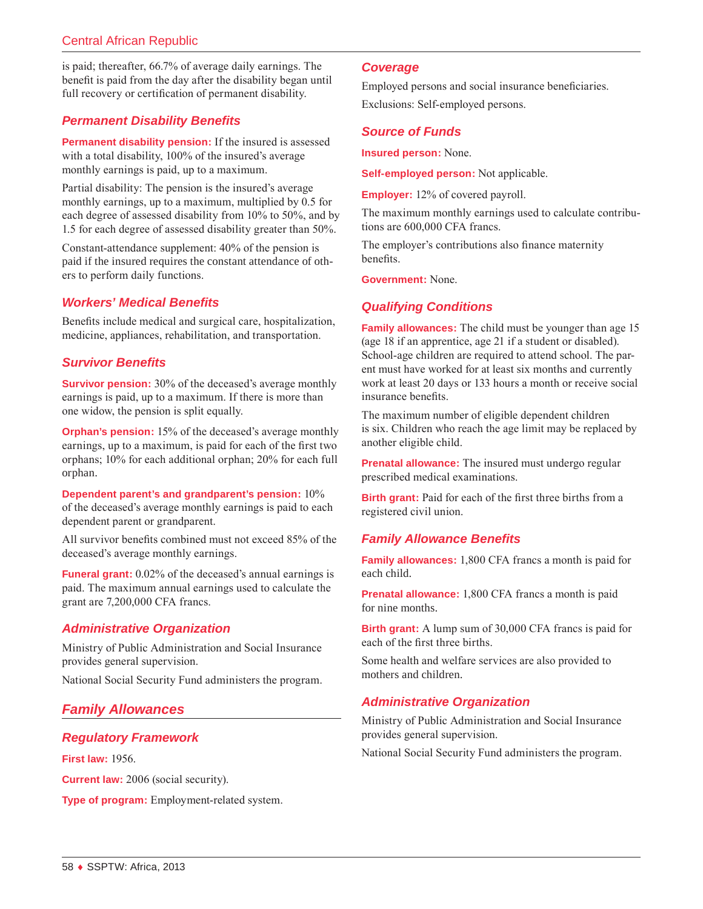is paid; thereafter, 66.7% of average daily earnings. The benefit is paid from the day after the disability began until full recovery or certification of permanent disability.

### Permanent Disability Benefits

**Permanent disability pension:** If the insured is assessed with a total disability, 100% of the insured's average monthly earnings is paid, up to a maximum.

Partial disability: The pension is the insured's average monthly earnings, up to a maximum, multiplied by 0.5 for each degree of assessed disability from 10% to 50%, and by 1.5 for each degree of assessed disability greater than 50%.

Constant-attendance supplement: 40% of the pension is paid if the insured requires the constant attendance of others to perform daily functions.

### Workers' Medical Benefits

Benefits include medical and surgical care, hospitalization, medicine, appliances, rehabilitation, and transportation.

### Survivor Benefits

**Survivor pension:** 30% of the deceased's average monthly earnings is paid, up to a maximum. If there is more than one widow, the pension is split equally.

**Orphan's pension:** 15% of the deceased's average monthly earnings, up to a maximum, is paid for each of the first two orphans; 10% for each additional orphan; 20% for each full orphan.

**Dependent parent's and grandparent's pension:** 10% of the deceased's average monthly earnings is paid to each dependent parent or grandparent.

All survivor benefits combined must not exceed 85% of the deceased's average monthly earnings.

**Funeral grant:** 0.02% of the deceased's annual earnings is paid. The maximum annual earnings used to calculate the grant are 7,200,000 CFA francs.

### Administrative Organization

Ministry of Public Administration and Social Insurance provides general supervision.

National Social Security Fund administers the program.

## Family Allowances

### Regulatory Framework

**First law:** 1956.

**Current law:** 2006 (social security).

**Type of program:** Employment-related system.

### Coverage

Employed persons and social insurance beneficiaries.

Exclusions: Self-employed persons.

### Source of Funds

**Insured person:** None.

**Self-employed person:** Not applicable.

**Employer:** 12% of covered payroll.

The maximum monthly earnings used to calculate contributions are 600,000 CFA francs.

The employer's contributions also finance maternity benefits.

**Government:** None.

### Qualifying Conditions

**Family allowances:** The child must be younger than age 15 (age 18 if an apprentice, age 21 if a student or disabled). School-age children are required to attend school. The parent must have worked for at least six months and currently work at least 20 days or 133 hours a month or receive social insurance benefits.

The maximum number of eligible dependent children is six. Children who reach the age limit may be replaced by another eligible child.

**Prenatal allowance:** The insured must undergo regular prescribed medical examinations.

**Birth grant:** Paid for each of the first three births from a registered civil union.

### Family Allowance Benefits

**Family allowances:** 1,800 CFA francs a month is paid for each child.

**Prenatal allowance:** 1,800 CFA francs a month is paid for nine months.

**Birth grant:** A lump sum of 30,000 CFA francs is paid for each of the first three births.

Some health and welfare services are also provided to mothers and children.

### Administrative Organization

Ministry of Public Administration and Social Insurance provides general supervision.

National Social Security Fund administers the program.